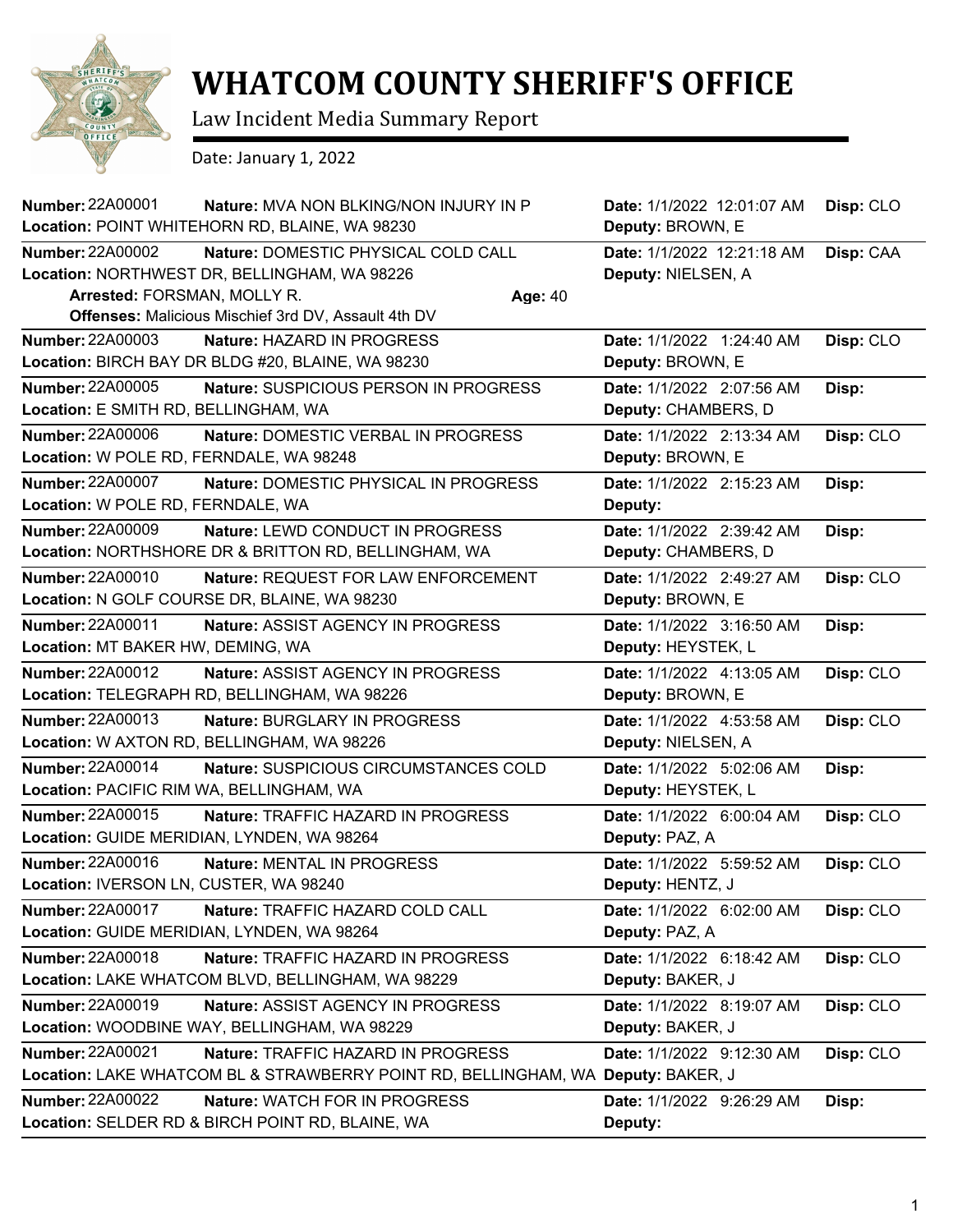# WHATCOM COUNTY SHERIFF'S OFFICE

Law Incident Media Summary Report

Date: January 1, 2022

**Number:** 22A00001 **Nature:** MVA NON BLKING/NON INJURY IN P **Date:** 1/1/2022 12:01:07 AM **Disp:** CLO
**Location:** POINT WHITEHORN RD, BLAINE, WA 98230 **Deputy:** BROWN, E

---

**Number:** 22A00002 **Nature:** DOMESTIC PHYSICAL COLD CALL **Date:** 1/1/2022 12:21:18 AM **Disp:** CAA
**Location:** NORTHWEST DR, BELLINGHAM, WA 98226 **Deputy:** NIELSEN, A
**Arrested:** FORSMAN, MOLLY R. **Age:** 40
**Offenses:** Malicious Mischief 3rd DV, Assault 4th DV

---

**Number:** 22A00003 **Nature:** HAZARD IN PROGRESS **Date:** 1/1/2022 1:24:40 AM **Disp:** CLO
**Location:** BIRCH BAY DR BLDG #20, BLAINE, WA 98230 **Deputy:** BROWN, E

---

**Number:** 22A00005 **Nature:** SUSPICIOUS PERSON IN PROGRESS **Date:** 1/1/2022 2:07:56 AM **Disp:**
**Location:** E SMITH RD, BELLINGHAM, WA **Deputy:** CHAMBERS, D

---

**Number:** 22A00006 **Nature:** DOMESTIC VERBAL IN PROGRESS **Date:** 1/1/2022 2:13:34 AM **Disp:** CLO
**Location:** W POLE RD, FERNDALE, WA 98248 **Deputy:** BROWN, E

---

**Number:** 22A00007 **Nature:** DOMESTIC PHYSICAL IN PROGRESS **Date:** 1/1/2022 2:15:23 AM **Disp:**
**Location:** W POLE RD, FERNDALE, WA **Deputy:**

---

**Number:** 22A00009 **Nature:** LEWD CONDUCT IN PROGRESS **Date:** 1/1/2022 2:39:42 AM **Disp:**
**Location:** NORTHSHORE DR & BRITTON RD, BELLINGHAM, WA **Deputy:** CHAMBERS, D

---

**Number:** 22A00010 **Nature:** REQUEST FOR LAW ENFORCEMENT **Date:** 1/1/2022 2:49:27 AM **Disp:** CLO
**Location:** N GOLF COURSE DR, BLAINE, WA 98230 **Deputy:** BROWN, E

---

**Number:** 22A00011 **Nature:** ASSIST AGENCY IN PROGRESS **Date:** 1/1/2022 3:16:50 AM **Disp:**
**Location:** MT BAKER HW, DEMING, WA **Deputy:** HEYSTEK, L

---

**Number:** 22A00012 **Nature:** ASSIST AGENCY IN PROGRESS **Date:** 1/1/2022 4:13:05 AM **Disp:** CLO
**Location:** TELEGRAPH RD, BELLINGHAM, WA 98226 **Deputy:** BROWN, E

---

**Number:** 22A00013 **Nature:** BURGLARY IN PROGRESS **Date:** 1/1/2022 4:53:58 AM **Disp:** CLO
**Location:** W AXTON RD, BELLINGHAM, WA 98226 **Deputy:** NIELSEN, A

---

**Number:** 22A00014 **Nature:** SUSPICIOUS CIRCUMSTANCES COLD **Date:** 1/1/2022 5:02:06 AM **Disp:**
**Location:** PACIFIC RIM WA, BELLINGHAM, WA **Deputy:** HEYSTEK, L

---

**Number:** 22A00015 **Nature:** TRAFFIC HAZARD IN PROGRESS **Date:** 1/1/2022 6:00:04 AM **Disp:** CLO
**Location:** GUIDE MERIDIAN, LYNDEN, WA 98264 **Deputy:** PAZ, A

---

**Number:** 22A00016 **Nature:** MENTAL IN PROGRESS **Date:** 1/1/2022 5:59:52 AM **Disp:** CLO
**Location:** IVERSON LN, CUSTER, WA 98240 **Deputy:** HENTZ, J

---

**Number:** 22A00017 **Nature:** TRAFFIC HAZARD COLD CALL **Date:** 1/1/2022 6:02:00 AM **Disp:** CLO
**Location:** GUIDE MERIDIAN, LYNDEN, WA 98264 **Deputy:** PAZ, A

---

**Number:** 22A00018 **Nature:** TRAFFIC HAZARD IN PROGRESS **Date:** 1/1/2022 6:18:42 AM **Disp:** CLO
**Location:** LAKE WHATCOM BLVD, BELLINGHAM, WA 98229 **Deputy:** BAKER, J

---

**Number:** 22A00019 **Nature:** ASSIST AGENCY IN PROGRESS **Date:** 1/1/2022 8:19:07 AM **Disp:** CLO
**Location:** WOODBINE WAY, BELLINGHAM, WA 98229 **Deputy:** BAKER, J

---

**Number:** 22A00021 **Nature:** TRAFFIC HAZARD IN PROGRESS **Date:** 1/1/2022 9:12:30 AM **Disp:** CLO
**Location:** LAKE WHATCOM BL & STRAWBERRY POINT RD, BELLINGHAM, WA **Deputy:** BAKER, J

---

**Number:** 22A00022 **Nature:** WATCH FOR IN PROGRESS **Date:** 1/1/2022 9:26:29 AM **Disp:**
**Location:** SELDER RD & BIRCH POINT RD, BLAINE, WA **Deputy:**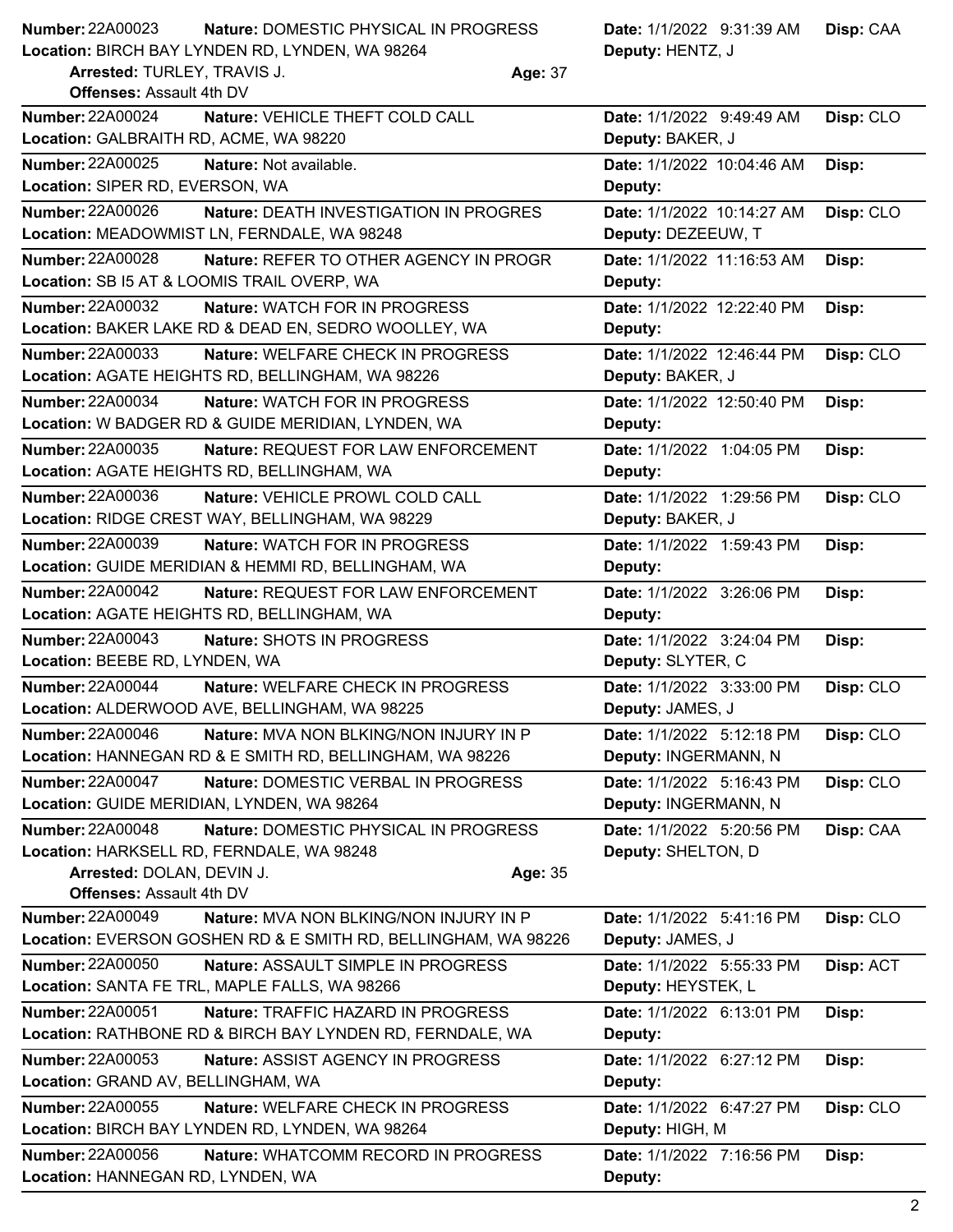**Number:** 22A00023 **Nature:** DOMESTIC PHYSICAL IN PROGRESS **Date:** 1/1/2022 9:31:39 AM **Disp:** CAA
**Location:** BIRCH BAY LYNDEN RD, LYNDEN, WA 98264 **Deputy:** HENTZ, J
**Arrested:** TURLEY, TRAVIS J. **Age:** 37
**Offenses:** Assault 4th DV

---

**Number:** 22A00024 **Nature:** VEHICLE THEFT COLD CALL **Date:** 1/1/2022 9:49:49 AM **Disp:** CLO
**Location:** GALBRAITH RD, ACME, WA 98220 **Deputy:** BAKER, J

---

**Number:** 22A00025 **Nature:** Not available. **Date:** 1/1/2022 10:04:46 AM **Disp:**
**Location:** SIPER RD, EVERSON, WA **Deputy:**

---

**Number:** 22A00026 **Nature:** DEATH INVESTIGATION IN PROGRES **Date:** 1/1/2022 10:14:27 AM **Disp:** CLO
**Location:** MEADOWMIST LN, FERNDALE, WA 98248 **Deputy:** DEZEEUW, T

---

**Number:** 22A00028 **Nature:** REFER TO OTHER AGENCY IN PROGR **Date:** 1/1/2022 11:16:53 AM **Disp:**
**Location:** SB I5 AT & LOOMIS TRAIL OVERP, WA **Deputy:**

---

**Number:** 22A00032 **Nature:** WATCH FOR IN PROGRESS **Date:** 1/1/2022 12:22:40 PM **Disp:**
**Location:** BAKER LAKE RD & DEAD EN, SEDRO WOOLLEY, WA **Deputy:**

---

**Number:** 22A00033 **Nature:** WELFARE CHECK IN PROGRESS **Date:** 1/1/2022 12:46:44 PM **Disp:** CLO
**Location:** AGATE HEIGHTS RD, BELLINGHAM, WA 98226 **Deputy:** BAKER, J

---

**Number:** 22A00034 **Nature:** WATCH FOR IN PROGRESS **Date:** 1/1/2022 12:50:40 PM **Disp:**
**Location:** W BADGER RD & GUIDE MERIDIAN, LYNDEN, WA **Deputy:**

---

**Number:** 22A00035 **Nature:** REQUEST FOR LAW ENFORCEMENT **Date:** 1/1/2022 1:04:05 PM **Disp:**
**Location:** AGATE HEIGHTS RD, BELLINGHAM, WA **Deputy:**

---

**Number:** 22A00036 **Nature:** VEHICLE PROWL COLD CALL **Date:** 1/1/2022 1:29:56 PM **Disp:** CLO
**Location:** RIDGE CREST WAY, BELLINGHAM, WA 98229 **Deputy:** BAKER, J

---

**Number:** 22A00039 **Nature:** WATCH FOR IN PROGRESS **Date:** 1/1/2022 1:59:43 PM **Disp:**
**Location:** GUIDE MERIDIAN & HEMMI RD, BELLINGHAM, WA **Deputy:**

---

**Number:** 22A00042 **Nature:** REQUEST FOR LAW ENFORCEMENT **Date:** 1/1/2022 3:26:06 PM **Disp:**
**Location:** AGATE HEIGHTS RD, BELLINGHAM, WA **Deputy:**

---

**Number:** 22A00043 **Nature:** SHOTS IN PROGRESS **Date:** 1/1/2022 3:24:04 PM **Disp:**
**Location:** BEEBE RD, LYNDEN, WA **Deputy:** SLYTER, C

---

**Number:** 22A00044 **Nature:** WELFARE CHECK IN PROGRESS **Date:** 1/1/2022 3:33:00 PM **Disp:** CLO
**Location:** ALDERWOOD AVE, BELLINGHAM, WA 98225 **Deputy:** JAMES, J

---

**Number:** 22A00046 **Nature:** MVA NON BLKING/NON INJURY IN P **Date:** 1/1/2022 5:12:18 PM **Disp:** CLO
**Location:** HANNEGAN RD & E SMITH RD, BELLINGHAM, WA 98226 **Deputy:** INGERMANN, N

---

**Number:** 22A00047 **Nature:** DOMESTIC VERBAL IN PROGRESS **Date:** 1/1/2022 5:16:43 PM **Disp:** CLO
**Location:** GUIDE MERIDIAN, LYNDEN, WA 98264 **Deputy:** INGERMANN, N

---

**Number:** 22A00048 **Nature:** DOMESTIC PHYSICAL IN PROGRESS **Date:** 1/1/2022 5:20:56 PM **Disp:** CAA
**Location:** HARKSELL RD, FERNDALE, WA 98248 **Deputy:** SHELTON, D
**Arrested:** DOLAN, DEVIN J. **Age:** 35
**Offenses:** Assault 4th DV

---

**Number:** 22A00049 **Nature:** MVA NON BLKING/NON INJURY IN P **Date:** 1/1/2022 5:41:16 PM **Disp:** CLO
**Location:** EVERSON GOSHEN RD & E SMITH RD, BELLINGHAM, WA 98226 **Deputy:** JAMES, J

---

**Number:** 22A00050 **Nature:** ASSAULT SIMPLE IN PROGRESS **Date:** 1/1/2022 5:55:33 PM **Disp:** ACT
**Location:** SANTA FE TRL, MAPLE FALLS, WA 98266 **Deputy:** HEYSTEK, L

---

**Number:** 22A00051 **Nature:** TRAFFIC HAZARD IN PROGRESS **Date:** 1/1/2022 6:13:01 PM **Disp:**
**Location:** RATHBONE RD & BIRCH BAY LYNDEN RD, FERNDALE, WA **Deputy:**

---

**Number:** 22A00053 **Nature:** ASSIST AGENCY IN PROGRESS **Date:** 1/1/2022 6:27:12 PM **Disp:**
**Location:** GRAND AV, BELLINGHAM, WA **Deputy:**

---

**Number:** 22A00055 **Nature:** WELFARE CHECK IN PROGRESS **Date:** 1/1/2022 6:47:27 PM **Disp:** CLO
**Location:** BIRCH BAY LYNDEN RD, LYNDEN, WA 98264 **Deputy:** HIGH, M

---

**Number:** 22A00056 **Nature:** WHATCOMM RECORD IN PROGRESS **Date:** 1/1/2022 7:16:56 PM **Disp:**
**Location:** HANNEGAN RD, LYNDEN, WA **Deputy:**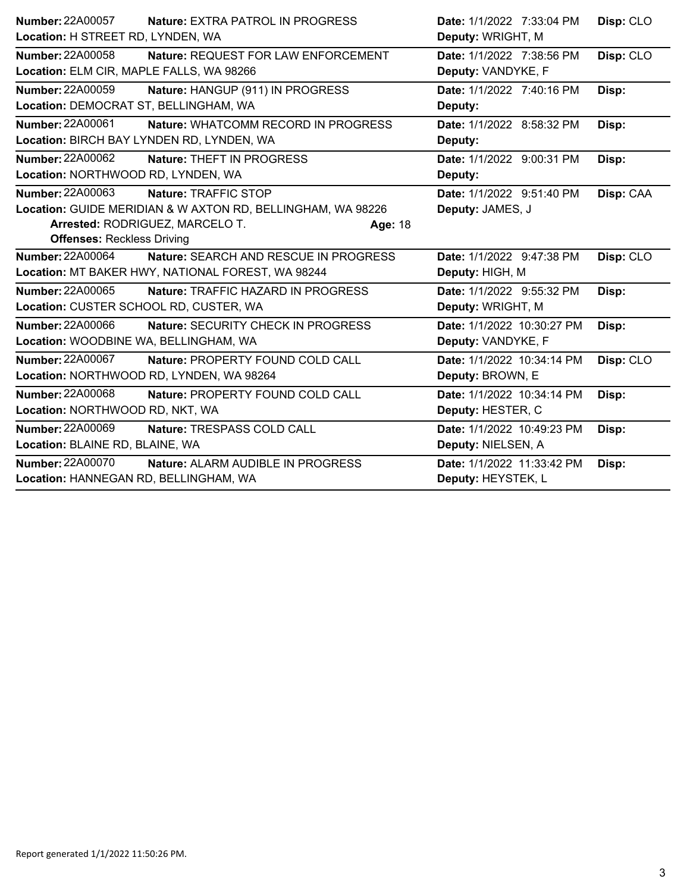**Number:** 22A00057 **Nature:** EXTRA PATROL IN PROGRESS **Date:** 1/1/2022 7:33:04 PM **Disp:** CLO
**Location:** H STREET RD, LYNDEN, WA **Deputy:** WRIGHT, M

---

**Number:** 22A00058 **Nature:** REQUEST FOR LAW ENFORCEMENT **Date:** 1/1/2022 7:38:56 PM **Disp:** CLO
**Location:** ELM CIR, MAPLE FALLS, WA 98266 **Deputy:** VANDYKE, F

---

**Number:** 22A00059 **Nature:** HANGUP (911) IN PROGRESS **Date:** 1/1/2022 7:40:16 PM **Disp:**
**Location:** DEMOCRAT ST, BELLINGHAM, WA **Deputy:**

---

**Number:** 22A00061 **Nature:** WHATCOMM RECORD IN PROGRESS **Date:** 1/1/2022 8:58:32 PM **Disp:**
**Location:** BIRCH BAY LYNDEN RD, LYNDEN, WA **Deputy:**

---

**Number:** 22A00062 **Nature:** THEFT IN PROGRESS **Date:** 1/1/2022 9:00:31 PM **Disp:**
**Location:** NORTHWOOD RD, LYNDEN, WA **Deputy:**

---

**Number:** 22A00063 **Nature:** TRAFFIC STOP **Date:** 1/1/2022 9:51:40 PM **Disp:** CAA
**Location:** GUIDE MERIDIAN & W AXTON RD, BELLINGHAM, WA 98226 **Deputy:** JAMES, J
**Arrested:** RODRIGUEZ, MARCELO T. **Age:** 18
**Offenses:** Reckless Driving

---

**Number:** 22A00064 **Nature:** SEARCH AND RESCUE IN PROGRESS **Date:** 1/1/2022 9:47:38 PM **Disp:** CLO
**Location:** MT BAKER HWY, NATIONAL FOREST, WA 98244 **Deputy:** HIGH, M

---

**Number:** 22A00065 **Nature:** TRAFFIC HAZARD IN PROGRESS **Date:** 1/1/2022 9:55:32 PM **Disp:**
**Location:** CUSTER SCHOOL RD, CUSTER, WA **Deputy:** WRIGHT, M

---

**Number:** 22A00066 **Nature:** SECURITY CHECK IN PROGRESS **Date:** 1/1/2022 10:30:27 PM **Disp:**
**Location:** WOODBINE WA, BELLINGHAM, WA **Deputy:** VANDYKE, F

---

**Number:** 22A00067 **Nature:** PROPERTY FOUND COLD CALL **Date:** 1/1/2022 10:34:14 PM **Disp:** CLO
**Location:** NORTHWOOD RD, LYNDEN, WA 98264 **Deputy:** BROWN, E

---

**Number:** 22A00068 **Nature:** PROPERTY FOUND COLD CALL **Date:** 1/1/2022 10:34:14 PM **Disp:**
**Location:** NORTHWOOD RD, NKT, WA **Deputy:** HESTER, C

---

**Number:** 22A00069 **Nature:** TRESPASS COLD CALL **Date:** 1/1/2022 10:49:23 PM **Disp:**
**Location:** BLAINE RD, BLAINE, WA **Deputy:** NIELSEN, A

---

**Number:** 22A00070 **Nature:** ALARM AUDIBLE IN PROGRESS **Date:** 1/1/2022 11:33:42 PM **Disp:**
**Location:** HANNEGAN RD, BELLINGHAM, WA **Deputy:** HEYSTEK, L

---

Report generated 1/1/2022 11:50:26 PM.